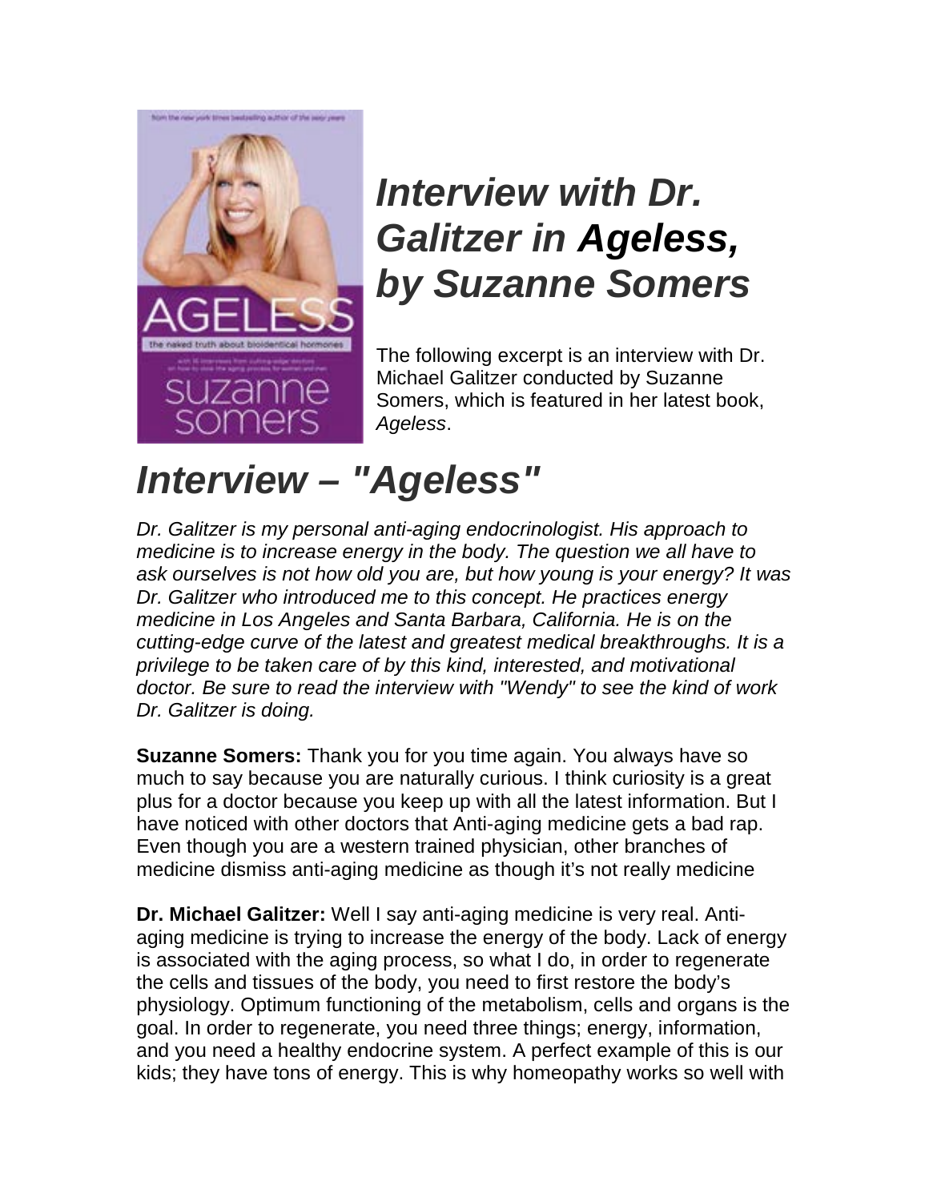# *Interview with Dr. Galitzer in* ***Ageless****, by Suzanne Somers*

The following excerpt is an interview with Dr. Michael Galitzer conducted by Suzanne Somers, which is featured in her latest book, *Ageless*.

# *Interview – "Ageless"*

*Dr. Galitzer is my personal anti-aging endocrinologist. His approach to medicine is to increase energy in the body. The question we all have to ask ourselves is not how old you are, but how young is your energy? It was Dr. Galitzer who introduced me to this concept. He practices energy medicine in Los Angeles and Santa Barbara, California. He is on the cutting-edge curve of the latest and greatest medical breakthroughs. It is a privilege to be taken care of by this kind, interested, and motivational doctor. Be sure to read the interview with "Wendy" to see the kind of work Dr. Galitzer is doing.*

**Suzanne Somers:** Thank you for you time again. You always have so much to say because you are naturally curious. I think curiosity is a great plus for a doctor because you keep up with all the latest information. But I have noticed with other doctors that Anti-aging medicine gets a bad rap. Even though you are a western trained physician, other branches of medicine dismiss anti-aging medicine as though it's not really medicine

**Dr. Michael Galitzer:** Well I say anti-aging medicine is very real. Anti-aging medicine is trying to increase the energy of the body. Lack of energy is associated with the aging process, so what I do, in order to regenerate the cells and tissues of the body, you need to first restore the body's physiology. Optimum functioning of the metabolism, cells and organs is the goal. In order to regenerate, you need three things; energy, information, and you need a healthy endocrine system. A perfect example of this is our kids; they have tons of energy. This is why homeopathy works so well with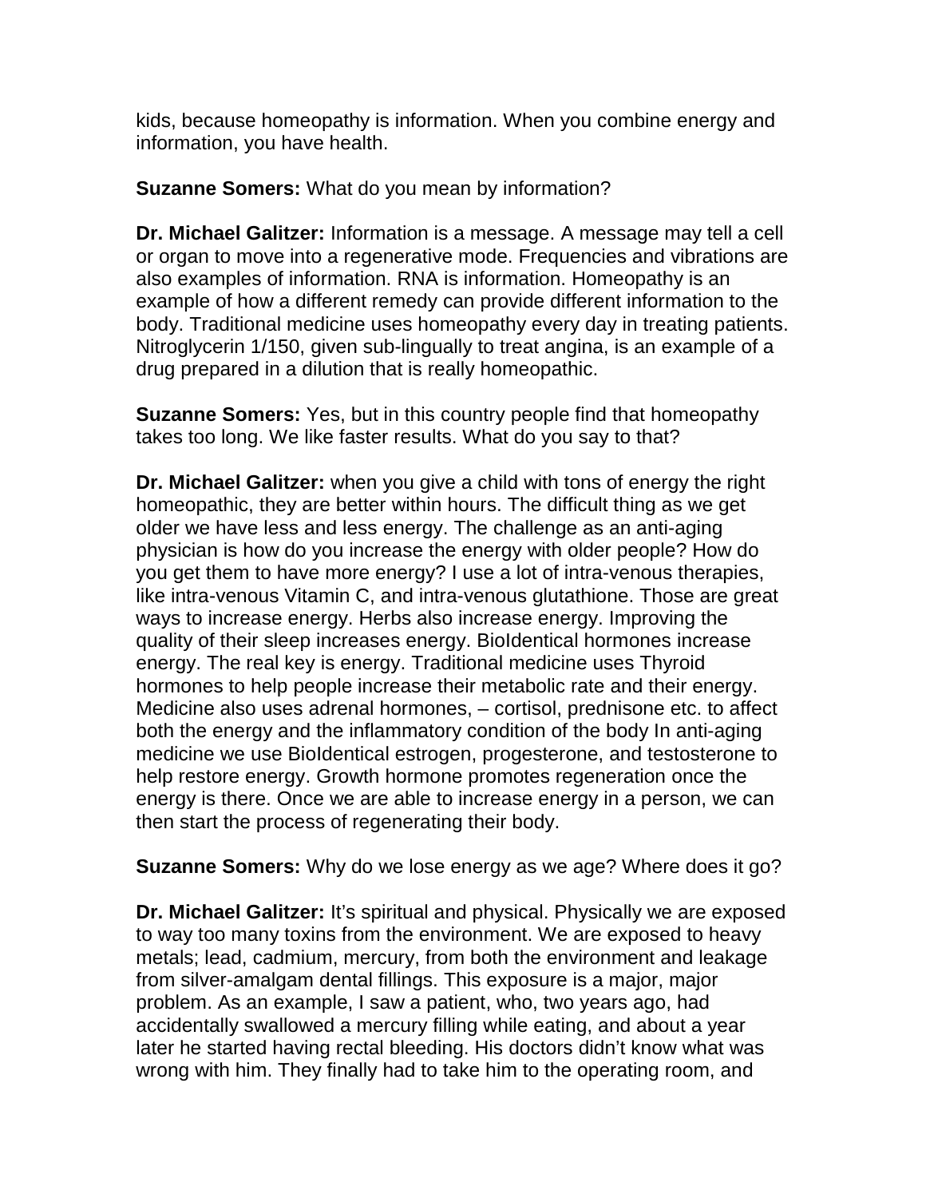kids, because homeopathy is information. When you combine energy and information, you have health.

**Suzanne Somers:** What do you mean by information?

**Dr. Michael Galitzer:** Information is a message. A message may tell a cell or organ to move into a regenerative mode. Frequencies and vibrations are also examples of information. RNA is information. Homeopathy is an example of how a different remedy can provide different information to the body. Traditional medicine uses homeopathy every day in treating patients. Nitroglycerin 1/150, given sub-lingually to treat angina, is an example of a drug prepared in a dilution that is really homeopathic.

**Suzanne Somers:** Yes, but in this country people find that homeopathy takes too long. We like faster results. What do you say to that?

**Dr. Michael Galitzer:** when you give a child with tons of energy the right homeopathic, they are better within hours. The difficult thing as we get older we have less and less energy. The challenge as an anti-aging physician is how do you increase the energy with older people? How do you get them to have more energy? I use a lot of intra-venous therapies, like intra-venous Vitamin C, and intra-venous glutathione. Those are great ways to increase energy. Herbs also increase energy. Improving the quality of their sleep increases energy. BioIdentical hormones increase energy. The real key is energy. Traditional medicine uses Thyroid hormones to help people increase their metabolic rate and their energy. Medicine also uses adrenal hormones, – cortisol, prednisone etc. to affect both the energy and the inflammatory condition of the body In anti-aging medicine we use BioIdentical estrogen, progesterone, and testosterone to help restore energy. Growth hormone promotes regeneration once the energy is there. Once we are able to increase energy in a person, we can then start the process of regenerating their body.

**Suzanne Somers:** Why do we lose energy as we age? Where does it go?

**Dr. Michael Galitzer:** It's spiritual and physical. Physically we are exposed to way too many toxins from the environment. We are exposed to heavy metals; lead, cadmium, mercury, from both the environment and leakage from silver-amalgam dental fillings. This exposure is a major, major problem. As an example, I saw a patient, who, two years ago, had accidentally swallowed a mercury filling while eating, and about a year later he started having rectal bleeding. His doctors didn't know what was wrong with him. They finally had to take him to the operating room, and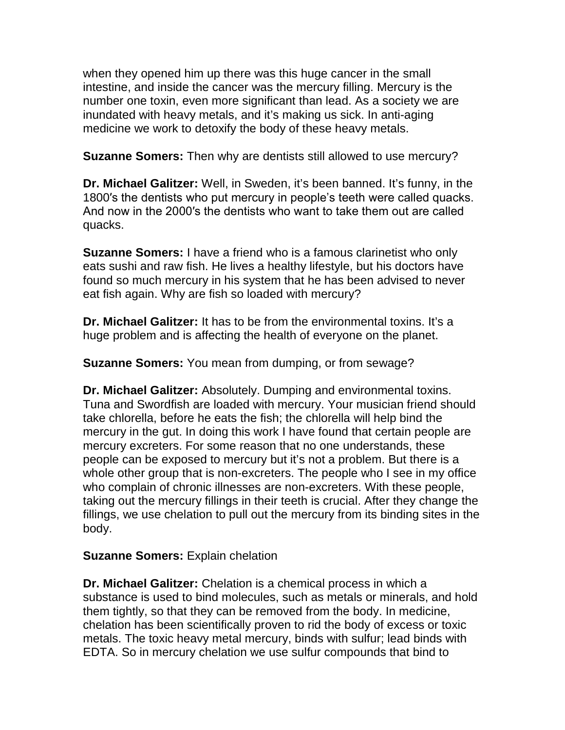when they opened him up there was this huge cancer in the small intestine, and inside the cancer was the mercury filling. Mercury is the number one toxin, even more significant than lead. As a society we are inundated with heavy metals, and it's making us sick. In anti-aging medicine we work to detoxify the body of these heavy metals.

**Suzanne Somers:** Then why are dentists still allowed to use mercury?

**Dr. Michael Galitzer:** Well, in Sweden, it's been banned. It's funny, in the 1800′s the dentists who put mercury in people's teeth were called quacks. And now in the 2000′s the dentists who want to take them out are called quacks.

**Suzanne Somers:** I have a friend who is a famous clarinetist who only eats sushi and raw fish. He lives a healthy lifestyle, but his doctors have found so much mercury in his system that he has been advised to never eat fish again. Why are fish so loaded with mercury?

**Dr. Michael Galitzer:** It has to be from the environmental toxins. It's a huge problem and is affecting the health of everyone on the planet.

**Suzanne Somers:** You mean from dumping, or from sewage?

**Dr. Michael Galitzer:** Absolutely. Dumping and environmental toxins. Tuna and Swordfish are loaded with mercury. Your musician friend should take chlorella, before he eats the fish; the chlorella will help bind the mercury in the gut. In doing this work I have found that certain people are mercury excreters. For some reason that no one understands, these people can be exposed to mercury but it's not a problem. But there is a whole other group that is non-excreters. The people who I see in my office who complain of chronic illnesses are non-excreters. With these people, taking out the mercury fillings in their teeth is crucial. After they change the fillings, we use chelation to pull out the mercury from its binding sites in the body.

**Suzanne Somers:** Explain chelation

**Dr. Michael Galitzer:** Chelation is a chemical process in which a substance is used to bind molecules, such as metals or minerals, and hold them tightly, so that they can be removed from the body. In medicine, chelation has been scientifically proven to rid the body of excess or toxic metals. The toxic heavy metal mercury, binds with sulfur; lead binds with EDTA. So in mercury chelation we use sulfur compounds that bind to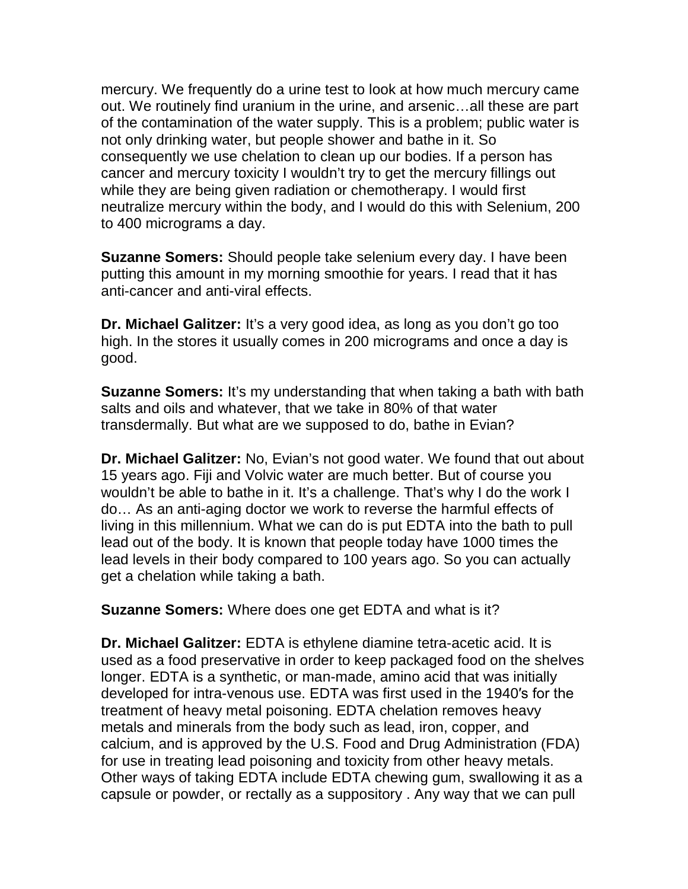mercury. We frequently do a urine test to look at how much mercury came out. We routinely find uranium in the urine, and arsenic…all these are part of the contamination of the water supply. This is a problem; public water is not only drinking water, but people shower and bathe in it. So consequently we use chelation to clean up our bodies. If a person has cancer and mercury toxicity I wouldn't try to get the mercury fillings out while they are being given radiation or chemotherapy. I would first neutralize mercury within the body, and I would do this with Selenium, 200 to 400 micrograms a day.

**Suzanne Somers:** Should people take selenium every day. I have been putting this amount in my morning smoothie for years. I read that it has anti-cancer and anti-viral effects.

**Dr. Michael Galitzer:** It's a very good idea, as long as you don't go too high. In the stores it usually comes in 200 micrograms and once a day is good.

**Suzanne Somers:** It's my understanding that when taking a bath with bath salts and oils and whatever, that we take in 80% of that water transdermally. But what are we supposed to do, bathe in Evian?

**Dr. Michael Galitzer:** No, Evian's not good water. We found that out about 15 years ago. Fiji and Volvic water are much better. But of course you wouldn't be able to bathe in it. It's a challenge. That's why I do the work I do… As an anti-aging doctor we work to reverse the harmful effects of living in this millennium. What we can do is put EDTA into the bath to pull lead out of the body. It is known that people today have 1000 times the lead levels in their body compared to 100 years ago. So you can actually get a chelation while taking a bath.

**Suzanne Somers:** Where does one get EDTA and what is it?

**Dr. Michael Galitzer:** EDTA is ethylene diamine tetra-acetic acid. It is used as a food preservative in order to keep packaged food on the shelves longer. EDTA is a synthetic, or man-made, amino acid that was initially developed for intra-venous use. EDTA was first used in the 1940′s for the treatment of heavy metal poisoning. EDTA chelation removes heavy metals and minerals from the body such as lead, iron, copper, and calcium, and is approved by the U.S. Food and Drug Administration (FDA) for use in treating lead poisoning and toxicity from other heavy metals. Other ways of taking EDTA include EDTA chewing gum, swallowing it as a capsule or powder, or rectally as a suppository . Any way that we can pull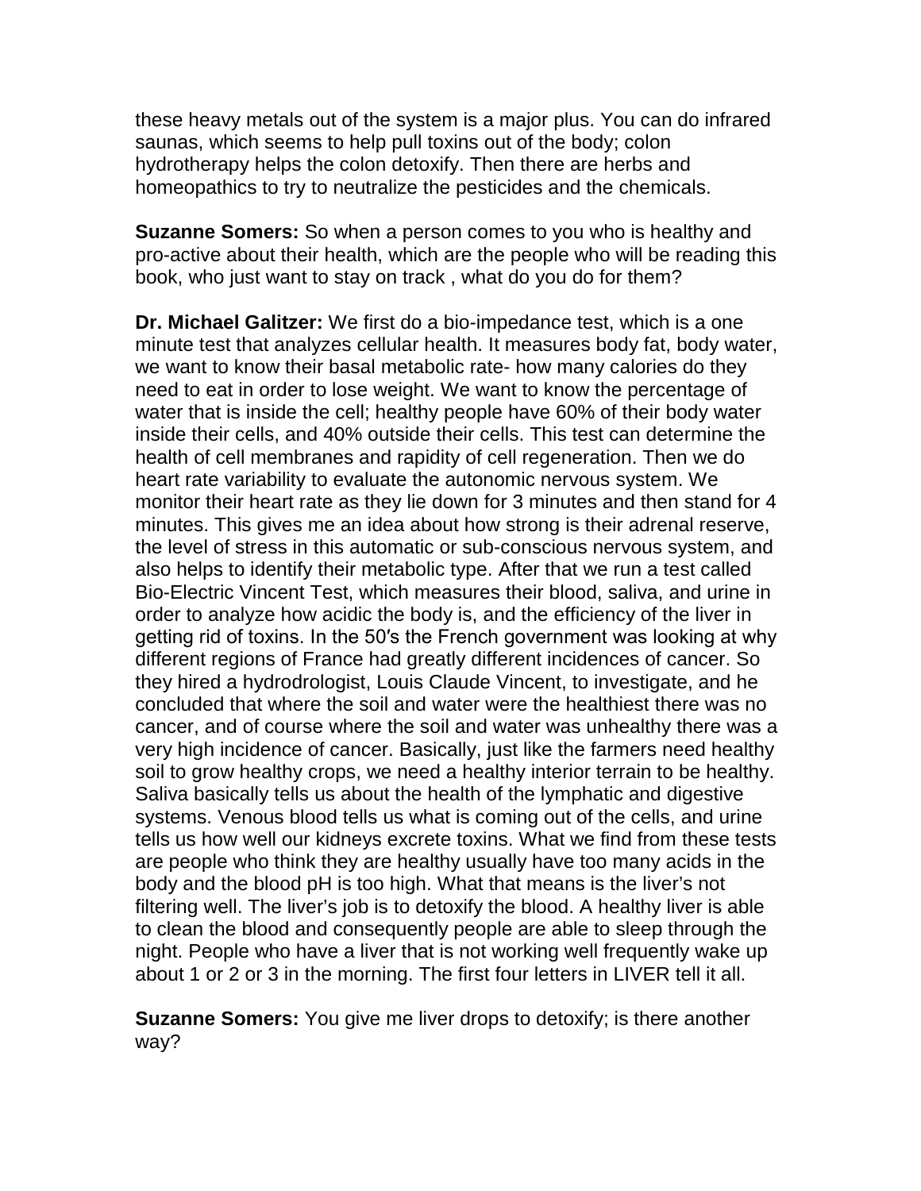these heavy metals out of the system is a major plus. You can do infrared saunas, which seems to help pull toxins out of the body; colon hydrotherapy helps the colon detoxify. Then there are herbs and homeopathics to try to neutralize the pesticides and the chemicals.

**Suzanne Somers:** So when a person comes to you who is healthy and pro-active about their health, which are the people who will be reading this book, who just want to stay on track , what do you do for them?

**Dr. Michael Galitzer:** We first do a bio-impedance test, which is a one minute test that analyzes cellular health. It measures body fat, body water, we want to know their basal metabolic rate- how many calories do they need to eat in order to lose weight. We want to know the percentage of water that is inside the cell; healthy people have 60% of their body water inside their cells, and 40% outside their cells. This test can determine the health of cell membranes and rapidity of cell regeneration. Then we do heart rate variability to evaluate the autonomic nervous system. We monitor their heart rate as they lie down for 3 minutes and then stand for 4 minutes. This gives me an idea about how strong is their adrenal reserve, the level of stress in this automatic or sub-conscious nervous system, and also helps to identify their metabolic type. After that we run a test called Bio-Electric Vincent Test, which measures their blood, saliva, and urine in order to analyze how acidic the body is, and the efficiency of the liver in getting rid of toxins. In the 50′s the French government was looking at why different regions of France had greatly different incidences of cancer. So they hired a hydrodrologist, Louis Claude Vincent, to investigate, and he concluded that where the soil and water were the healthiest there was no cancer, and of course where the soil and water was unhealthy there was a very high incidence of cancer. Basically, just like the farmers need healthy soil to grow healthy crops, we need a healthy interior terrain to be healthy. Saliva basically tells us about the health of the lymphatic and digestive systems. Venous blood tells us what is coming out of the cells, and urine tells us how well our kidneys excrete toxins. What we find from these tests are people who think they are healthy usually have too many acids in the body and the blood pH is too high. What that means is the liver's not filtering well. The liver's job is to detoxify the blood. A healthy liver is able to clean the blood and consequently people are able to sleep through the night. People who have a liver that is not working well frequently wake up about 1 or 2 or 3 in the morning. The first four letters in LIVER tell it all.

**Suzanne Somers:** You give me liver drops to detoxify; is there another way?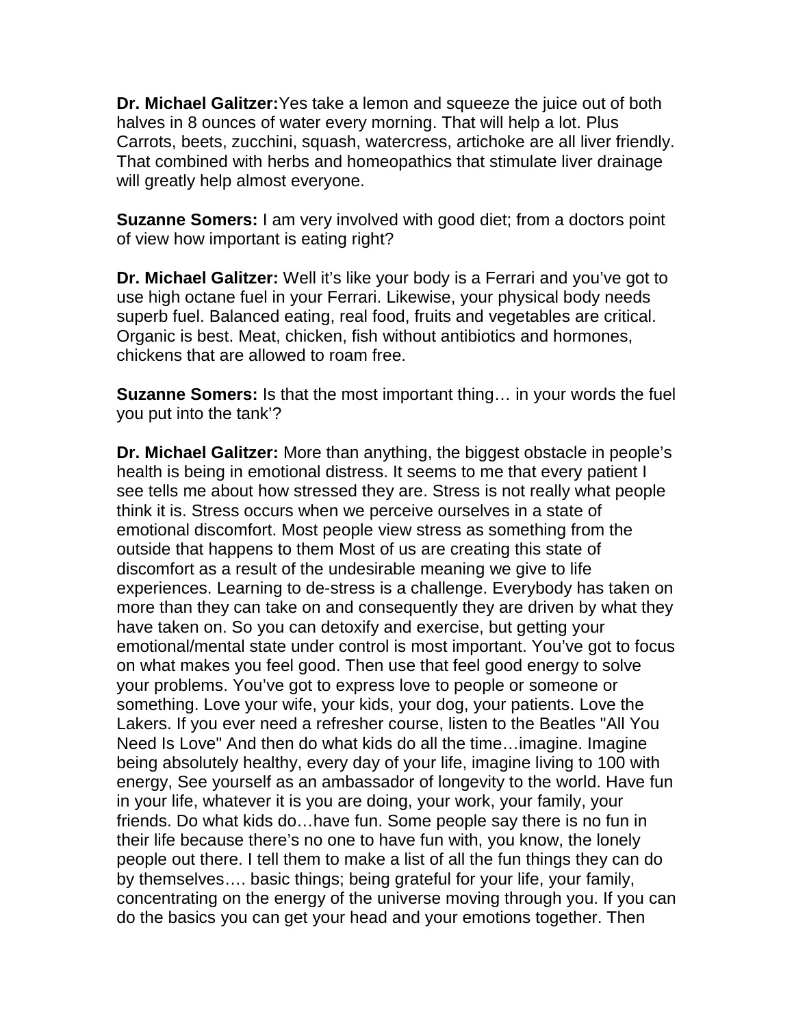**Dr. Michael Galitzer:**Yes take a lemon and squeeze the juice out of both halves in 8 ounces of water every morning. That will help a lot. Plus Carrots, beets, zucchini, squash, watercress, artichoke are all liver friendly. That combined with herbs and homeopathics that stimulate liver drainage will greatly help almost everyone.

**Suzanne Somers:** I am very involved with good diet; from a doctors point of view how important is eating right?

**Dr. Michael Galitzer:** Well it's like your body is a Ferrari and you've got to use high octane fuel in your Ferrari. Likewise, your physical body needs superb fuel. Balanced eating, real food, fruits and vegetables are critical. Organic is best. Meat, chicken, fish without antibiotics and hormones, chickens that are allowed to roam free.

**Suzanne Somers:** Is that the most important thing… in your words the fuel you put into the tank'?

**Dr. Michael Galitzer:** More than anything, the biggest obstacle in people's health is being in emotional distress. It seems to me that every patient I see tells me about how stressed they are. Stress is not really what people think it is. Stress occurs when we perceive ourselves in a state of emotional discomfort. Most people view stress as something from the outside that happens to them Most of us are creating this state of discomfort as a result of the undesirable meaning we give to life experiences. Learning to de-stress is a challenge. Everybody has taken on more than they can take on and consequently they are driven by what they have taken on. So you can detoxify and exercise, but getting your emotional/mental state under control is most important. You've got to focus on what makes you feel good. Then use that feel good energy to solve your problems. You've got to express love to people or someone or something. Love your wife, your kids, your dog, your patients. Love the Lakers. If you ever need a refresher course, listen to the Beatles "All You Need Is Love" And then do what kids do all the time…imagine. Imagine being absolutely healthy, every day of your life, imagine living to 100 with energy, See yourself as an ambassador of longevity to the world. Have fun in your life, whatever it is you are doing, your work, your family, your friends. Do what kids do…have fun. Some people say there is no fun in their life because there's no one to have fun with, you know, the lonely people out there. I tell them to make a list of all the fun things they can do by themselves…. basic things; being grateful for your life, your family, concentrating on the energy of the universe moving through you. If you can do the basics you can get your head and your emotions together. Then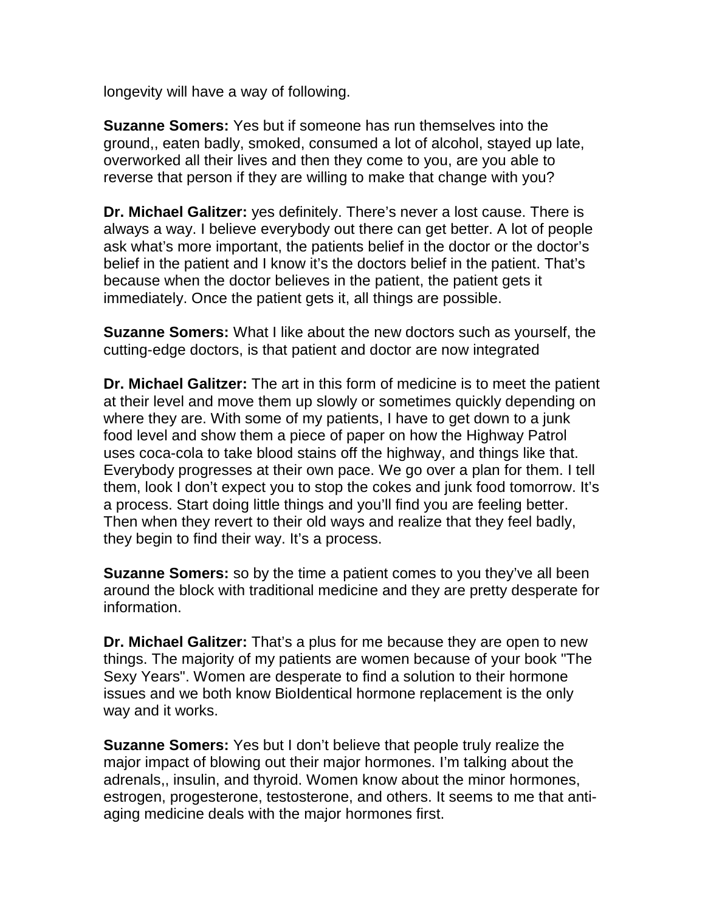longevity will have a way of following.

**Suzanne Somers:** Yes but if someone has run themselves into the ground,, eaten badly, smoked, consumed a lot of alcohol, stayed up late, overworked all their lives and then they come to you, are you able to reverse that person if they are willing to make that change with you?

**Dr. Michael Galitzer:** yes definitely. There's never a lost cause. There is always a way. I believe everybody out there can get better. A lot of people ask what's more important, the patients belief in the doctor or the doctor's belief in the patient and I know it's the doctors belief in the patient. That's because when the doctor believes in the patient, the patient gets it immediately. Once the patient gets it, all things are possible.

**Suzanne Somers:** What I like about the new doctors such as yourself, the cutting-edge doctors, is that patient and doctor are now integrated

**Dr. Michael Galitzer:** The art in this form of medicine is to meet the patient at their level and move them up slowly or sometimes quickly depending on where they are. With some of my patients, I have to get down to a junk food level and show them a piece of paper on how the Highway Patrol uses coca-cola to take blood stains off the highway, and things like that. Everybody progresses at their own pace. We go over a plan for them. I tell them, look I don't expect you to stop the cokes and junk food tomorrow. It's a process. Start doing little things and you'll find you are feeling better. Then when they revert to their old ways and realize that they feel badly, they begin to find their way. It's a process.

**Suzanne Somers:** so by the time a patient comes to you they've all been around the block with traditional medicine and they are pretty desperate for information.

**Dr. Michael Galitzer:** That's a plus for me because they are open to new things. The majority of my patients are women because of your book "The Sexy Years". Women are desperate to find a solution to their hormone issues and we both know BioIdentical hormone replacement is the only way and it works.

**Suzanne Somers:** Yes but I don't believe that people truly realize the major impact of blowing out their major hormones. I'm talking about the adrenals,, insulin, and thyroid. Women know about the minor hormones, estrogen, progesterone, testosterone, and others. It seems to me that anti-aging medicine deals with the major hormones first.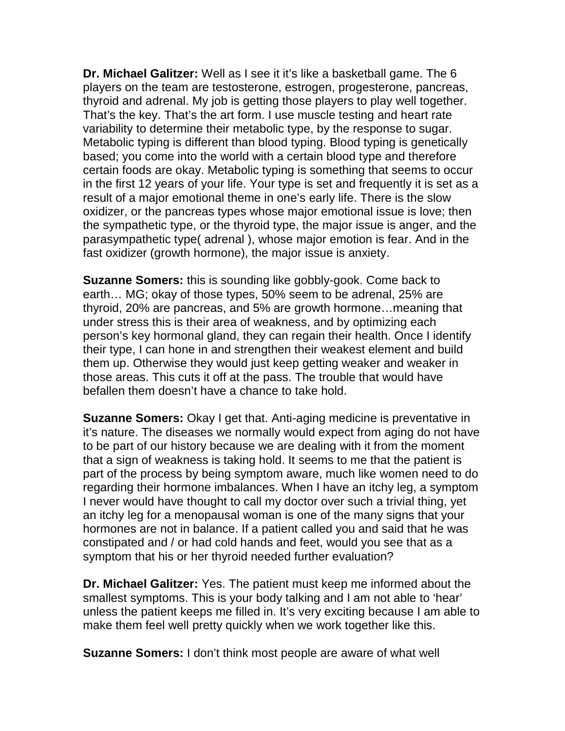**Dr. Michael Galitzer:** Well as I see it it's like a basketball game. The 6 players on the team are testosterone, estrogen, progesterone, pancreas, thyroid and adrenal. My job is getting those players to play well together. That's the key. That's the art form. I use muscle testing and heart rate variability to determine their metabolic type, by the response to sugar. Metabolic typing is different than blood typing. Blood typing is genetically based; you come into the world with a certain blood type and therefore certain foods are okay. Metabolic typing is something that seems to occur in the first 12 years of your life. Your type is set and frequently it is set as a result of a major emotional theme in one's early life. There is the slow oxidizer, or the pancreas types whose major emotional issue is love; then the sympathetic type, or the thyroid type, the major issue is anger, and the parasympathetic type( adrenal ), whose major emotion is fear. And in the fast oxidizer (growth hormone), the major issue is anxiety.

**Suzanne Somers:** this is sounding like gobbly-gook. Come back to earth… MG; okay of those types, 50% seem to be adrenal, 25% are thyroid, 20% are pancreas, and 5% are growth hormone…meaning that under stress this is their area of weakness, and by optimizing each person's key hormonal gland, they can regain their health. Once I identify their type, I can hone in and strengthen their weakest element and build them up. Otherwise they would just keep getting weaker and weaker in those areas. This cuts it off at the pass. The trouble that would have befallen them doesn't have a chance to take hold.

**Suzanne Somers:** Okay I get that. Anti-aging medicine is preventative in it's nature. The diseases we normally would expect from aging do not have to be part of our history because we are dealing with it from the moment that a sign of weakness is taking hold. It seems to me that the patient is part of the process by being symptom aware, much like women need to do regarding their hormone imbalances. When I have an itchy leg, a symptom I never would have thought to call my doctor over such a trivial thing, yet an itchy leg for a menopausal woman is one of the many signs that your hormones are not in balance. If a patient called you and said that he was constipated and / or had cold hands and feet, would you see that as a symptom that his or her thyroid needed further evaluation?

**Dr. Michael Galitzer:** Yes. The patient must keep me informed about the smallest symptoms. This is your body talking and I am not able to 'hear' unless the patient keeps me filled in. It's very exciting because I am able to make them feel well pretty quickly when we work together like this.

**Suzanne Somers:** I don't think most people are aware of what well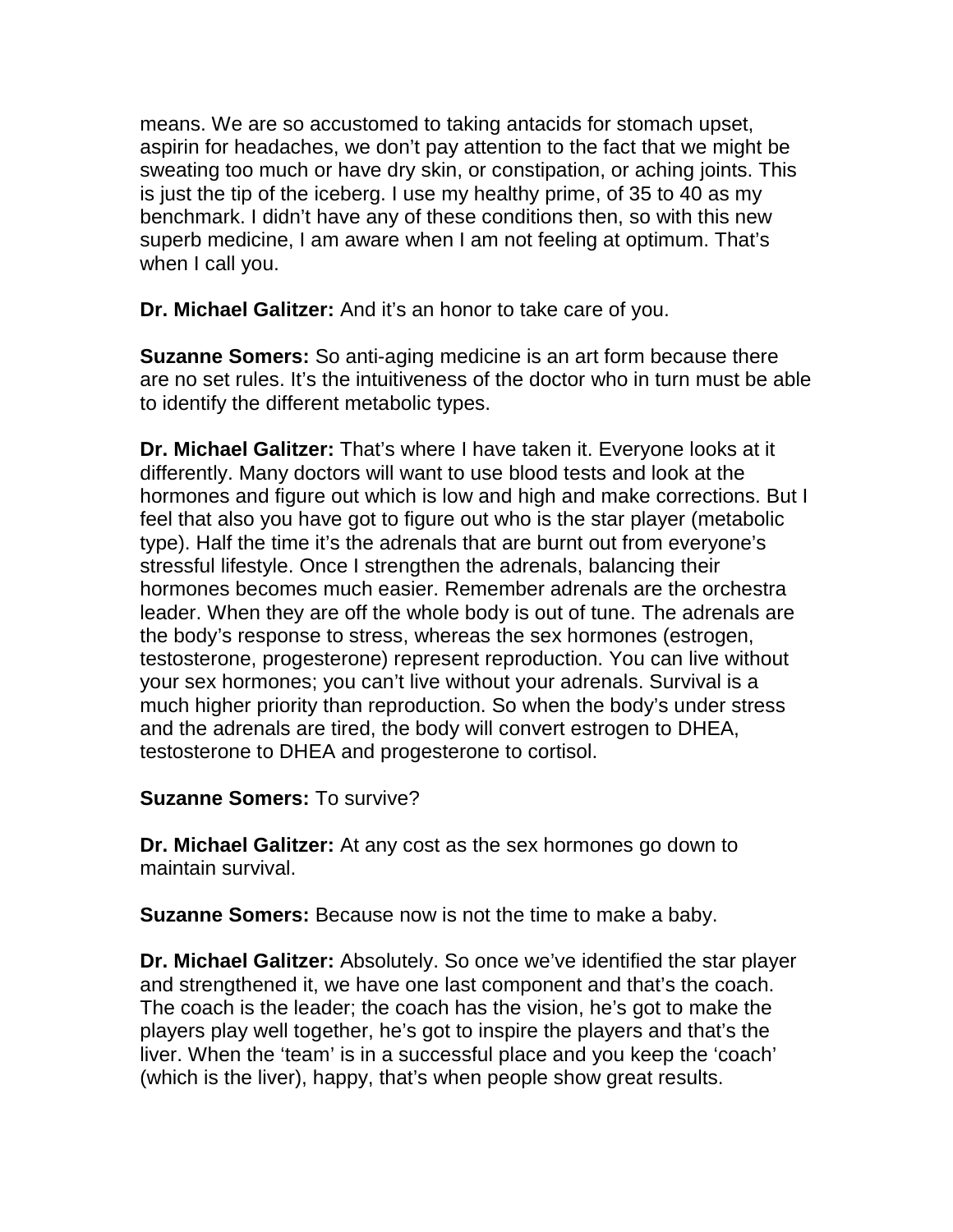means. We are so accustomed to taking antacids for stomach upset, aspirin for headaches, we don't pay attention to the fact that we might be sweating too much or have dry skin, or constipation, or aching joints. This is just the tip of the iceberg. I use my healthy prime, of 35 to 40 as my benchmark. I didn't have any of these conditions then, so with this new superb medicine, I am aware when I am not feeling at optimum. That's when I call you.

**Dr. Michael Galitzer:** And it's an honor to take care of you.

**Suzanne Somers:** So anti-aging medicine is an art form because there are no set rules. It's the intuitiveness of the doctor who in turn must be able to identify the different metabolic types.

**Dr. Michael Galitzer:** That's where I have taken it. Everyone looks at it differently. Many doctors will want to use blood tests and look at the hormones and figure out which is low and high and make corrections. But I feel that also you have got to figure out who is the star player (metabolic type). Half the time it's the adrenals that are burnt out from everyone's stressful lifestyle. Once I strengthen the adrenals, balancing their hormones becomes much easier. Remember adrenals are the orchestra leader. When they are off the whole body is out of tune. The adrenals are the body's response to stress, whereas the sex hormones (estrogen, testosterone, progesterone) represent reproduction. You can live without your sex hormones; you can't live without your adrenals. Survival is a much higher priority than reproduction. So when the body's under stress and the adrenals are tired, the body will convert estrogen to DHEA, testosterone to DHEA and progesterone to cortisol.

**Suzanne Somers:** To survive?

**Dr. Michael Galitzer:** At any cost as the sex hormones go down to maintain survival.

**Suzanne Somers:** Because now is not the time to make a baby.

**Dr. Michael Galitzer:** Absolutely. So once we've identified the star player and strengthened it, we have one last component and that's the coach. The coach is the leader; the coach has the vision, he's got to make the players play well together, he's got to inspire the players and that's the liver. When the 'team' is in a successful place and you keep the 'coach' (which is the liver), happy, that's when people show great results.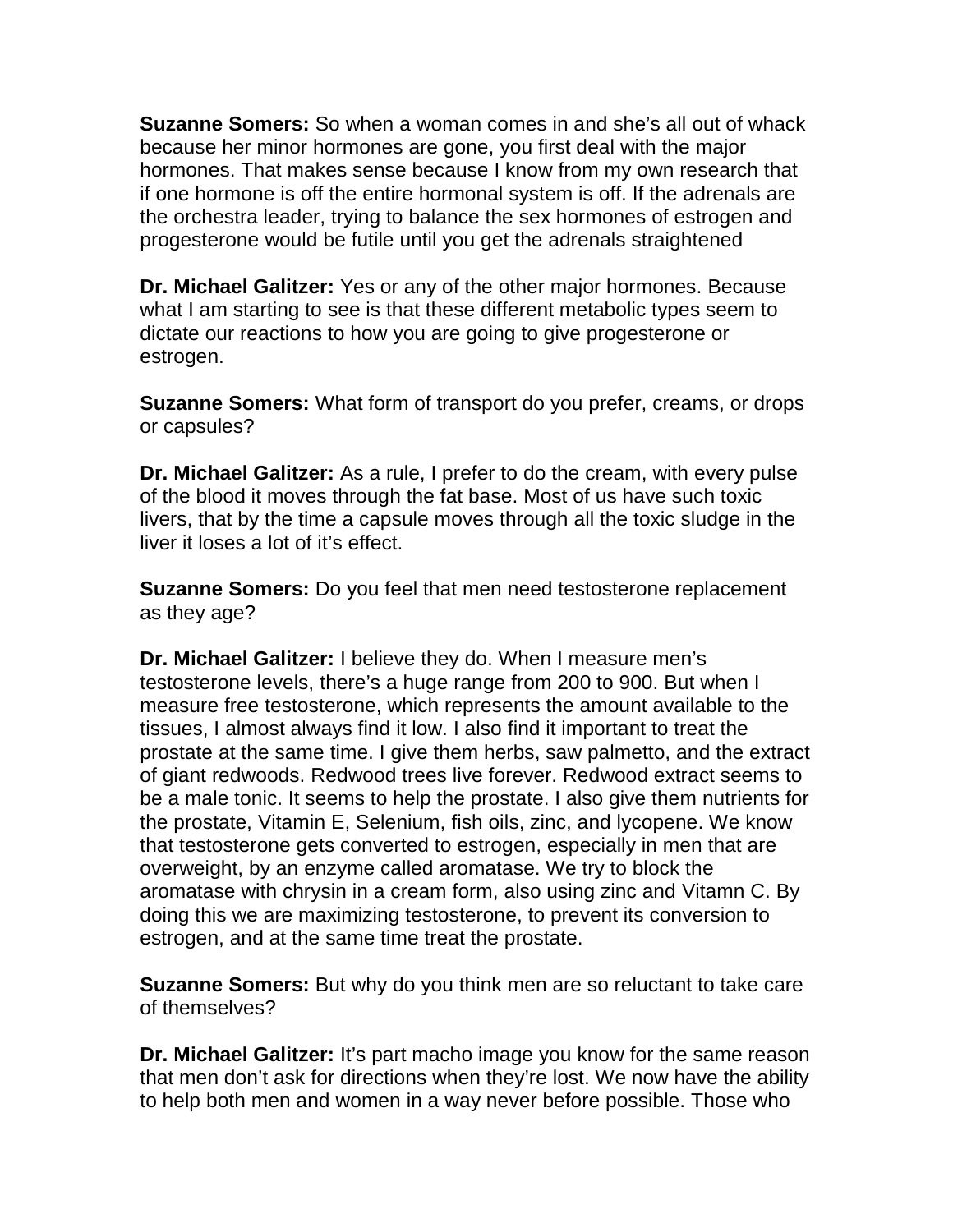**Suzanne Somers:** So when a woman comes in and she's all out of whack because her minor hormones are gone, you first deal with the major hormones. That makes sense because I know from my own research that if one hormone is off the entire hormonal system is off. If the adrenals are the orchestra leader, trying to balance the sex hormones of estrogen and progesterone would be futile until you get the adrenals straightened

**Dr. Michael Galitzer:** Yes or any of the other major hormones. Because what I am starting to see is that these different metabolic types seem to dictate our reactions to how you are going to give progesterone or estrogen.

**Suzanne Somers:** What form of transport do you prefer, creams, or drops or capsules?

**Dr. Michael Galitzer:** As a rule, I prefer to do the cream, with every pulse of the blood it moves through the fat base. Most of us have such toxic livers, that by the time a capsule moves through all the toxic sludge in the liver it loses a lot of it's effect.

**Suzanne Somers:** Do you feel that men need testosterone replacement as they age?

**Dr. Michael Galitzer:** I believe they do. When I measure men's testosterone levels, there's a huge range from 200 to 900. But when I measure free testosterone, which represents the amount available to the tissues, I almost always find it low. I also find it important to treat the prostate at the same time. I give them herbs, saw palmetto, and the extract of giant redwoods. Redwood trees live forever. Redwood extract seems to be a male tonic. It seems to help the prostate. I also give them nutrients for the prostate, Vitamin E, Selenium, fish oils, zinc, and lycopene. We know that testosterone gets converted to estrogen, especially in men that are overweight, by an enzyme called aromatase. We try to block the aromatase with chrysin in a cream form, also using zinc and Vitamn C. By doing this we are maximizing testosterone, to prevent its conversion to estrogen, and at the same time treat the prostate.

**Suzanne Somers:** But why do you think men are so reluctant to take care of themselves?

**Dr. Michael Galitzer:** It's part macho image you know for the same reason that men don't ask for directions when they're lost. We now have the ability to help both men and women in a way never before possible. Those who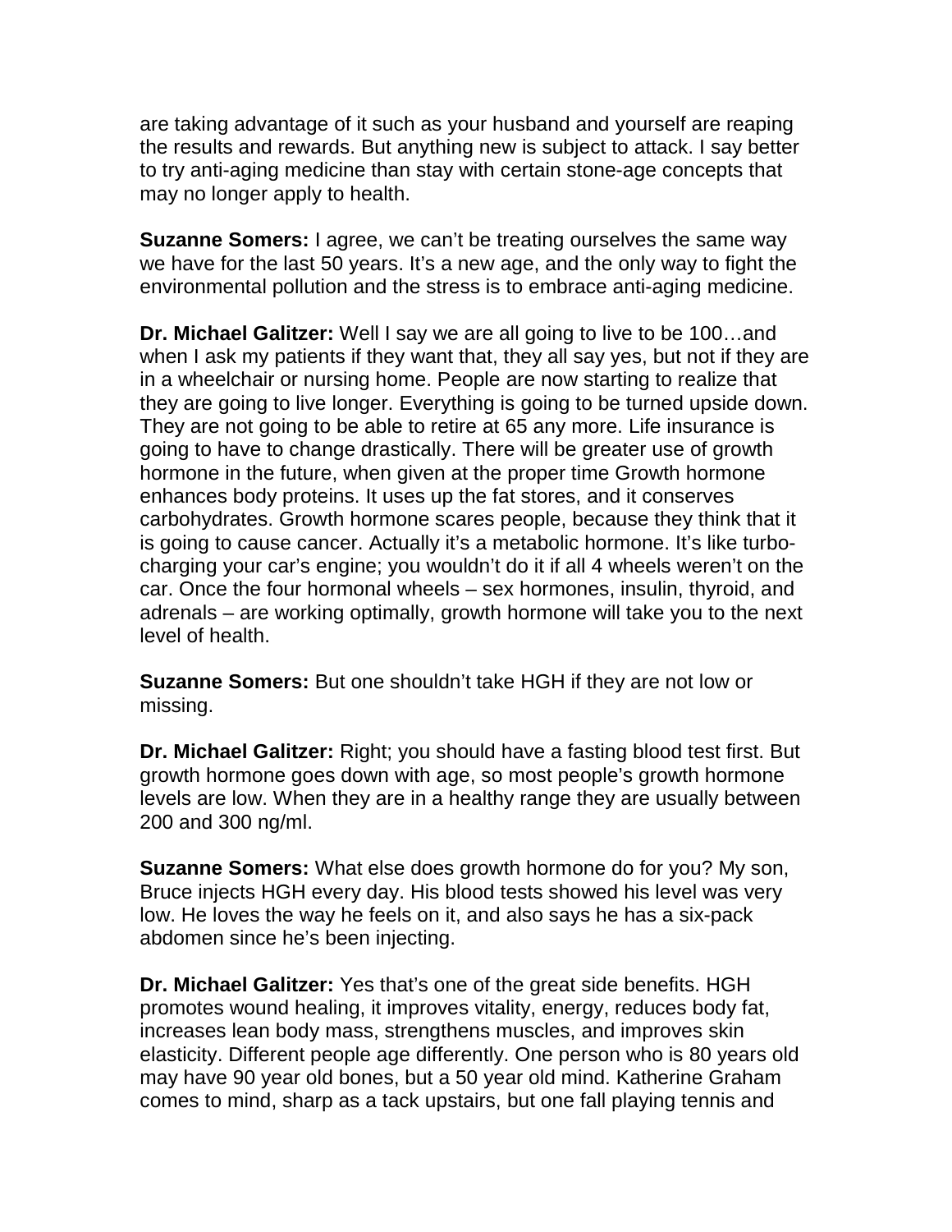are taking advantage of it such as your husband and yourself are reaping the results and rewards. But anything new is subject to attack. I say better to try anti-aging medicine than stay with certain stone-age concepts that may no longer apply to health.

**Suzanne Somers:** I agree, we can't be treating ourselves the same way we have for the last 50 years. It's a new age, and the only way to fight the environmental pollution and the stress is to embrace anti-aging medicine.

**Dr. Michael Galitzer:** Well I say we are all going to live to be 100…and when I ask my patients if they want that, they all say yes, but not if they are in a wheelchair or nursing home. People are now starting to realize that they are going to live longer. Everything is going to be turned upside down. They are not going to be able to retire at 65 any more. Life insurance is going to have to change drastically. There will be greater use of growth hormone in the future, when given at the proper time Growth hormone enhances body proteins. It uses up the fat stores, and it conserves carbohydrates. Growth hormone scares people, because they think that it is going to cause cancer. Actually it's a metabolic hormone. It's like turbo-charging your car's engine; you wouldn't do it if all 4 wheels weren't on the car. Once the four hormonal wheels – sex hormones, insulin, thyroid, and adrenals – are working optimally, growth hormone will take you to the next level of health.

**Suzanne Somers:** But one shouldn't take HGH if they are not low or missing.

**Dr. Michael Galitzer:** Right; you should have a fasting blood test first. But growth hormone goes down with age, so most people's growth hormone levels are low. When they are in a healthy range they are usually between 200 and 300 ng/ml.

**Suzanne Somers:** What else does growth hormone do for you? My son, Bruce injects HGH every day. His blood tests showed his level was very low. He loves the way he feels on it, and also says he has a six-pack abdomen since he's been injecting.

**Dr. Michael Galitzer:** Yes that's one of the great side benefits. HGH promotes wound healing, it improves vitality, energy, reduces body fat, increases lean body mass, strengthens muscles, and improves skin elasticity. Different people age differently. One person who is 80 years old may have 90 year old bones, but a 50 year old mind. Katherine Graham comes to mind, sharp as a tack upstairs, but one fall playing tennis and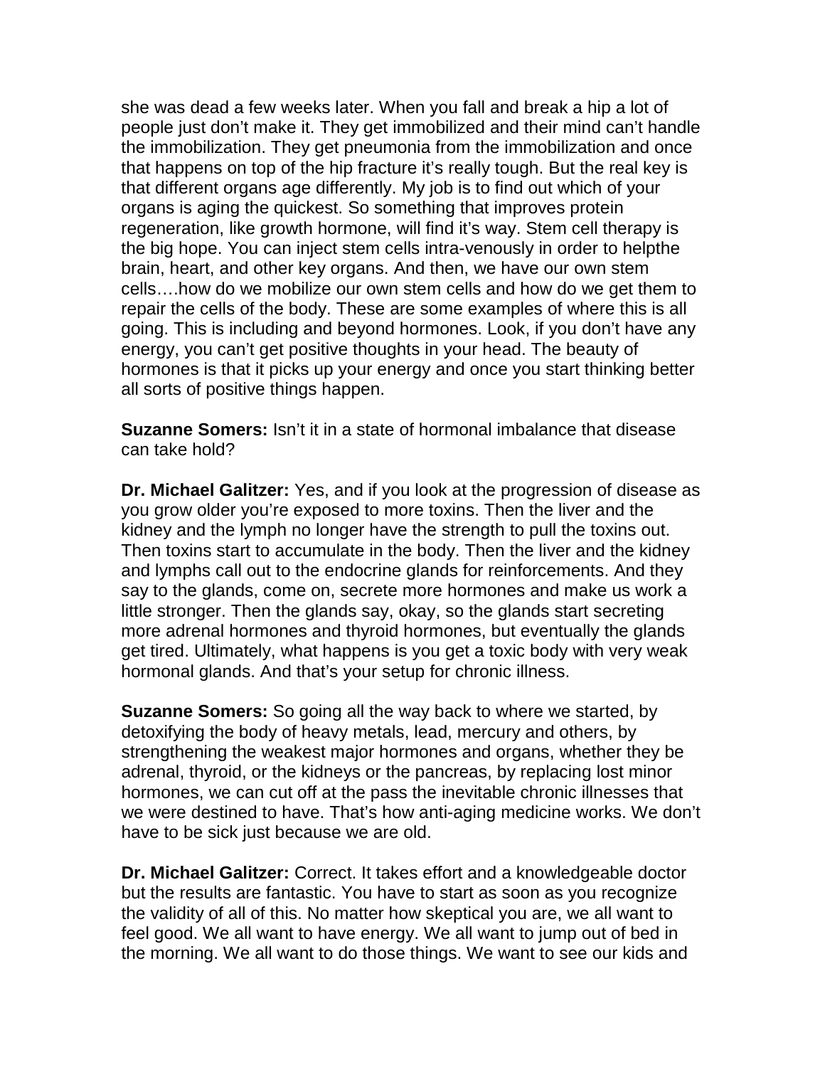she was dead a few weeks later. When you fall and break a hip a lot of people just don't make it. They get immobilized and their mind can't handle the immobilization. They get pneumonia from the immobilization and once that happens on top of the hip fracture it's really tough. But the real key is that different organs age differently. My job is to find out which of your organs is aging the quickest. So something that improves protein regeneration, like growth hormone, will find it's way. Stem cell therapy is the big hope. You can inject stem cells intra-venously in order to helpthe brain, heart, and other key organs. And then, we have our own stem cells….how do we mobilize our own stem cells and how do we get them to repair the cells of the body. These are some examples of where this is all going. This is including and beyond hormones. Look, if you don't have any energy, you can't get positive thoughts in your head. The beauty of hormones is that it picks up your energy and once you start thinking better all sorts of positive things happen.

**Suzanne Somers:** Isn't it in a state of hormonal imbalance that disease can take hold?

**Dr. Michael Galitzer:** Yes, and if you look at the progression of disease as you grow older you're exposed to more toxins. Then the liver and the kidney and the lymph no longer have the strength to pull the toxins out. Then toxins start to accumulate in the body. Then the liver and the kidney and lymphs call out to the endocrine glands for reinforcements. And they say to the glands, come on, secrete more hormones and make us work a little stronger. Then the glands say, okay, so the glands start secreting more adrenal hormones and thyroid hormones, but eventually the glands get tired. Ultimately, what happens is you get a toxic body with very weak hormonal glands. And that's your setup for chronic illness.

**Suzanne Somers:** So going all the way back to where we started, by detoxifying the body of heavy metals, lead, mercury and others, by strengthening the weakest major hormones and organs, whether they be adrenal, thyroid, or the kidneys or the pancreas, by replacing lost minor hormones, we can cut off at the pass the inevitable chronic illnesses that we were destined to have. That's how anti-aging medicine works. We don't have to be sick just because we are old.

**Dr. Michael Galitzer:** Correct. It takes effort and a knowledgeable doctor but the results are fantastic. You have to start as soon as you recognize the validity of all of this. No matter how skeptical you are, we all want to feel good. We all want to have energy. We all want to jump out of bed in the morning. We all want to do those things. We want to see our kids and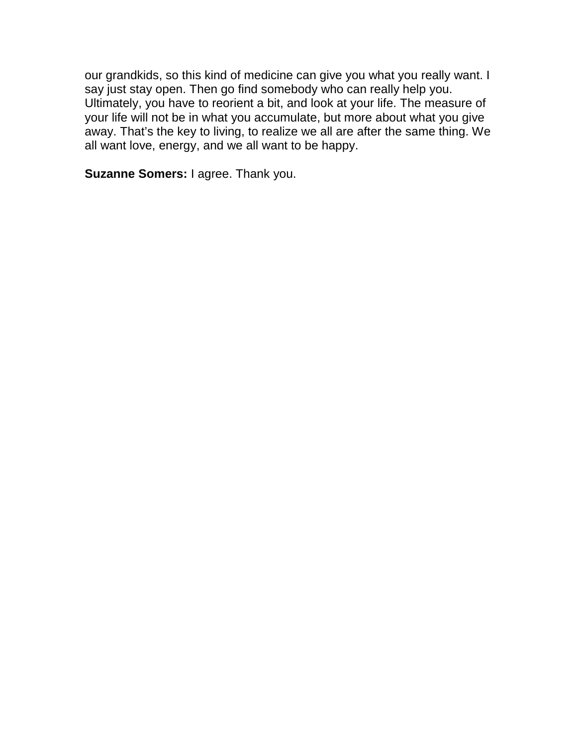our grandkids, so this kind of medicine can give you what you really want. I say just stay open. Then go find somebody who can really help you. Ultimately, you have to reorient a bit, and look at your life. The measure of your life will not be in what you accumulate, but more about what you give away. That's the key to living, to realize we all are after the same thing. We all want love, energy, and we all want to be happy.

**Suzanne Somers:** I agree. Thank you.